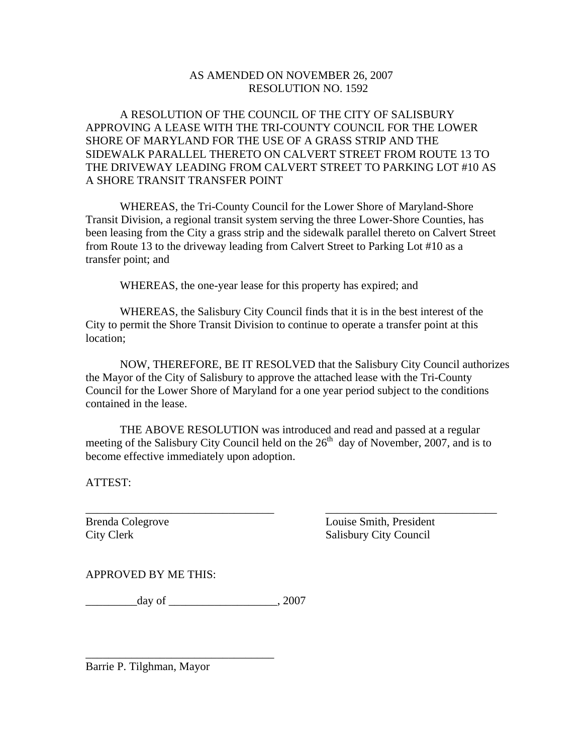AS AMENDED ON NOVEMBER 26, 2007
RESOLUTION NO. 1592

A RESOLUTION OF THE COUNCIL OF THE CITY OF SALISBURY APPROVING A LEASE WITH THE TRI-COUNTY COUNCIL FOR THE LOWER SHORE OF MARYLAND FOR THE USE OF A GRASS STRIP AND THE SIDEWALK PARALLEL THERETO ON CALVERT STREET FROM ROUTE 13 TO THE DRIVEWAY LEADING FROM CALVERT STREET TO PARKING LOT #10 AS A SHORE TRANSIT TRANSFER POINT

WHEREAS, the Tri-County Council for the Lower Shore of Maryland-Shore Transit Division, a regional transit system serving the three Lower-Shore Counties, has been leasing from the City a grass strip and the sidewalk parallel thereto on Calvert Street from Route 13 to the driveway leading from Calvert Street to Parking Lot #10 as a transfer point; and

WHEREAS, the one-year lease for this property has expired; and

WHEREAS, the Salisbury City Council finds that it is in the best interest of the City to permit the Shore Transit Division to continue to operate a transfer point at this location;

NOW, THEREFORE, BE IT RESOLVED that the Salisbury City Council authorizes the Mayor of the City of Salisbury to approve the attached lease with the Tri-County Council for the Lower Shore of Maryland for a one year period subject to the conditions contained in the lease.

THE ABOVE RESOLUTION was introduced and read and passed at a regular meeting of the Salisbury City Council held on the 26th day of November, 2007, and is to become effective immediately upon adoption.

ATTEST:

\_\_\_\_\_\_\_\_\_\_\_\_\_\_\_\_\_\_\_\_\_\_\_\_\_\_\_\_\_\_\_\_\_
Brenda Colegrove
City Clerk

\_\_\_\_\_\_\_\_\_\_\_\_\_\_\_\_\_\_\_\_\_\_\_\_\_\_\_\_\_\_\_\_\_
Louise Smith, President
Salisbury City Council

APPROVED BY ME THIS:

\_\_\_\_\_\_\_\_\_day of \_\_\_\_\_\_\_\_\_\_\_\_\_\_\_\_\_\_\_, 2007

\_\_\_\_\_\_\_\_\_\_\_\_\_\_\_\_\_\_\_\_\_\_\_\_\_\_\_\_\_\_\_\_\_
Barrie P. Tilghman, Mayor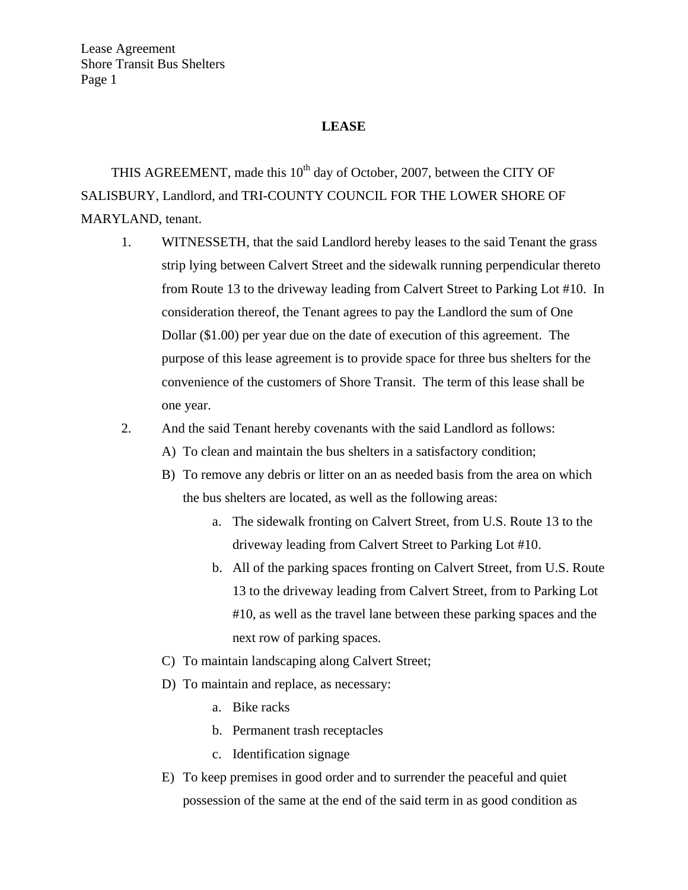# LEASE

THIS AGREEMENT, made this 10th day of October, 2007, between the CITY OF SALISBURY, Landlord, and TRI-COUNTY COUNCIL FOR THE LOWER SHORE OF MARYLAND, tenant.

1. WITNESSETH, that the said Landlord hereby leases to the said Tenant the grass strip lying between Calvert Street and the sidewalk running perpendicular thereto from Route 13 to the driveway leading from Calvert Street to Parking Lot #10. In consideration thereof, the Tenant agrees to pay the Landlord the sum of One Dollar ($1.00) per year due on the date of execution of this agreement. The purpose of this lease agreement is to provide space for three bus shelters for the convenience of the customers of Shore Transit. The term of this lease shall be one year.

2. And the said Tenant hereby covenants with the said Landlord as follows:
   - A) To clean and maintain the bus shelters in a satisfactory condition;
   - B) To remove any debris or litter on an as needed basis from the area on which the bus shelters are located, as well as the following areas:
     - a. The sidewalk fronting on Calvert Street, from U.S. Route 13 to the driveway leading from Calvert Street to Parking Lot #10.
     - b. All of the parking spaces fronting on Calvert Street, from U.S. Route 13 to the driveway leading from Calvert Street, from to Parking Lot #10, as well as the travel lane between these parking spaces and the next row of parking spaces.
   - C) To maintain landscaping along Calvert Street;
   - D) To maintain and replace, as necessary:
     - a. Bike racks
     - b. Permanent trash receptacles
     - c. Identification signage
   - E) To keep premises in good order and to surrender the peaceful and quiet possession of the same at the end of the said term in as good condition as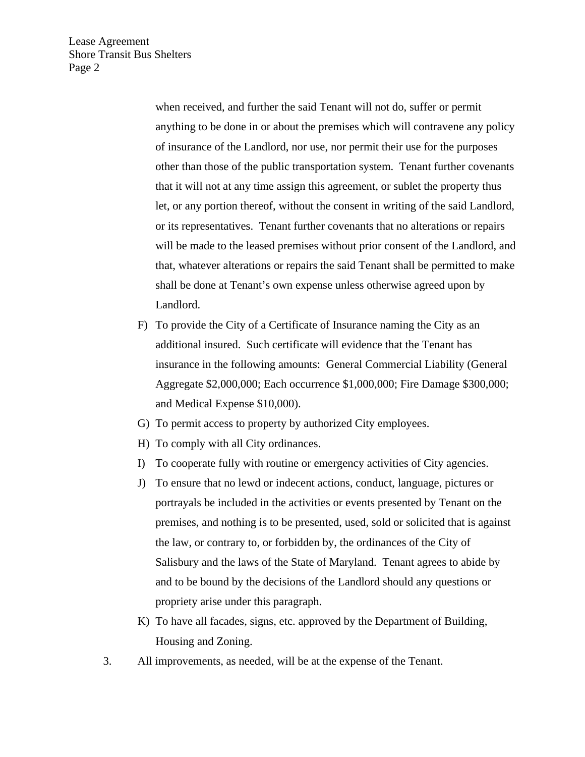when received, and further the said Tenant will not do, suffer or permit anything to be done in or about the premises which will contravene any policy of insurance of the Landlord, nor use, nor permit their use for the purposes other than those of the public transportation system. Tenant further covenants that it will not at any time assign this agreement, or sublet the property thus let, or any portion thereof, without the consent in writing of the said Landlord, or its representatives. Tenant further covenants that no alterations or repairs will be made to the leased premises without prior consent of the Landlord, and that, whatever alterations or repairs the said Tenant shall be permitted to make shall be done at Tenant's own expense unless otherwise agreed upon by Landlord.

F) To provide the City of a Certificate of Insurance naming the City as an additional insured. Such certificate will evidence that the Tenant has insurance in the following amounts: General Commercial Liability (General Aggregate $2,000,000; Each occurrence $1,000,000; Fire Damage $300,000; and Medical Expense $10,000).

G) To permit access to property by authorized City employees.

H) To comply with all City ordinances.

I) To cooperate fully with routine or emergency activities of City agencies.

J) To ensure that no lewd or indecent actions, conduct, language, pictures or portrayals be included in the activities or events presented by Tenant on the premises, and nothing is to be presented, used, sold or solicited that is against the law, or contrary to, or forbidden by, the ordinances of the City of Salisbury and the laws of the State of Maryland. Tenant agrees to abide by and to be bound by the decisions of the Landlord should any questions or propriety arise under this paragraph.

K) To have all facades, signs, etc. approved by the Department of Building, Housing and Zoning.

3. All improvements, as needed, will be at the expense of the Tenant.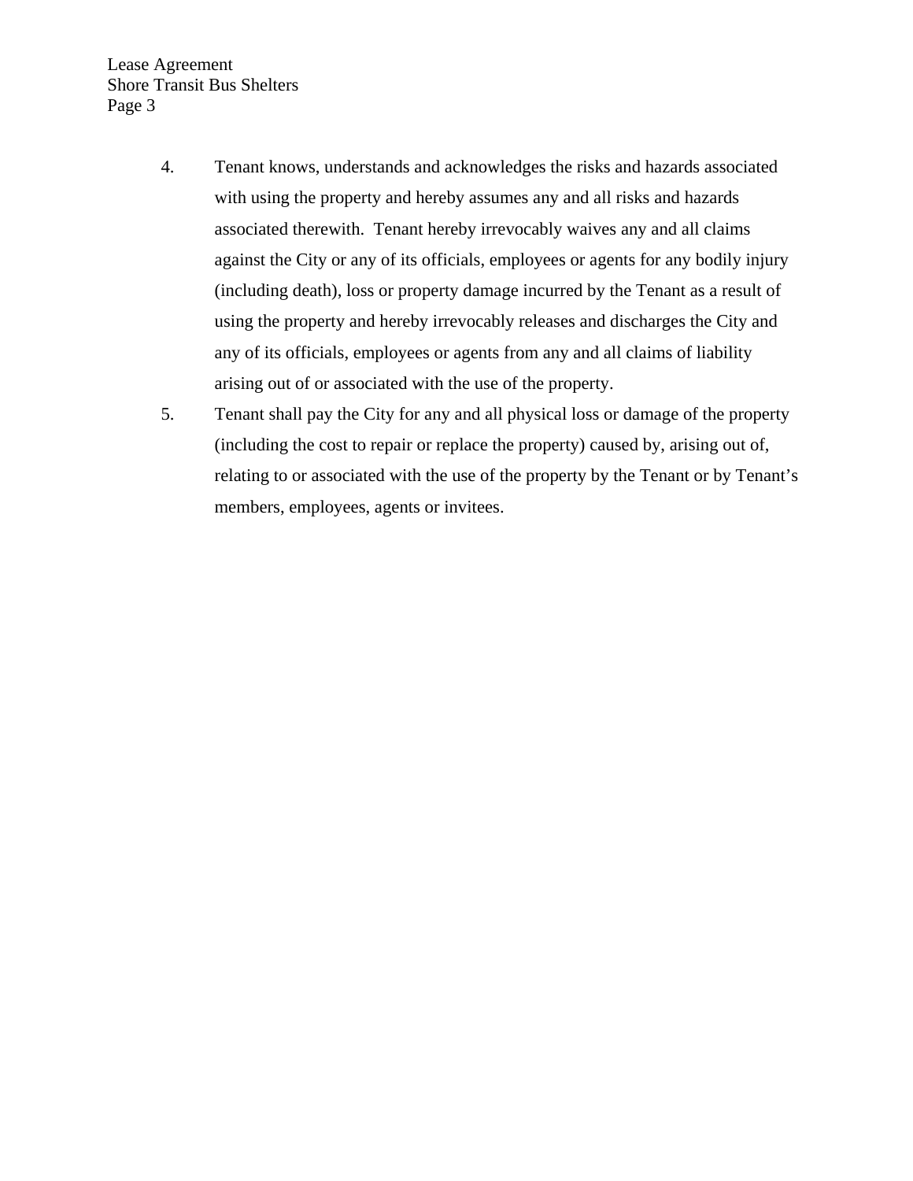4. Tenant knows, understands and acknowledges the risks and hazards associated with using the property and hereby assumes any and all risks and hazards associated therewith. Tenant hereby irrevocably waives any and all claims against the City or any of its officials, employees or agents for any bodily injury (including death), loss or property damage incurred by the Tenant as a result of using the property and hereby irrevocably releases and discharges the City and any of its officials, employees or agents from any and all claims of liability arising out of or associated with the use of the property.
5. Tenant shall pay the City for any and all physical loss or damage of the property (including the cost to repair or replace the property) caused by, arising out of, relating to or associated with the use of the property by the Tenant or by Tenant's members, employees, agents or invitees.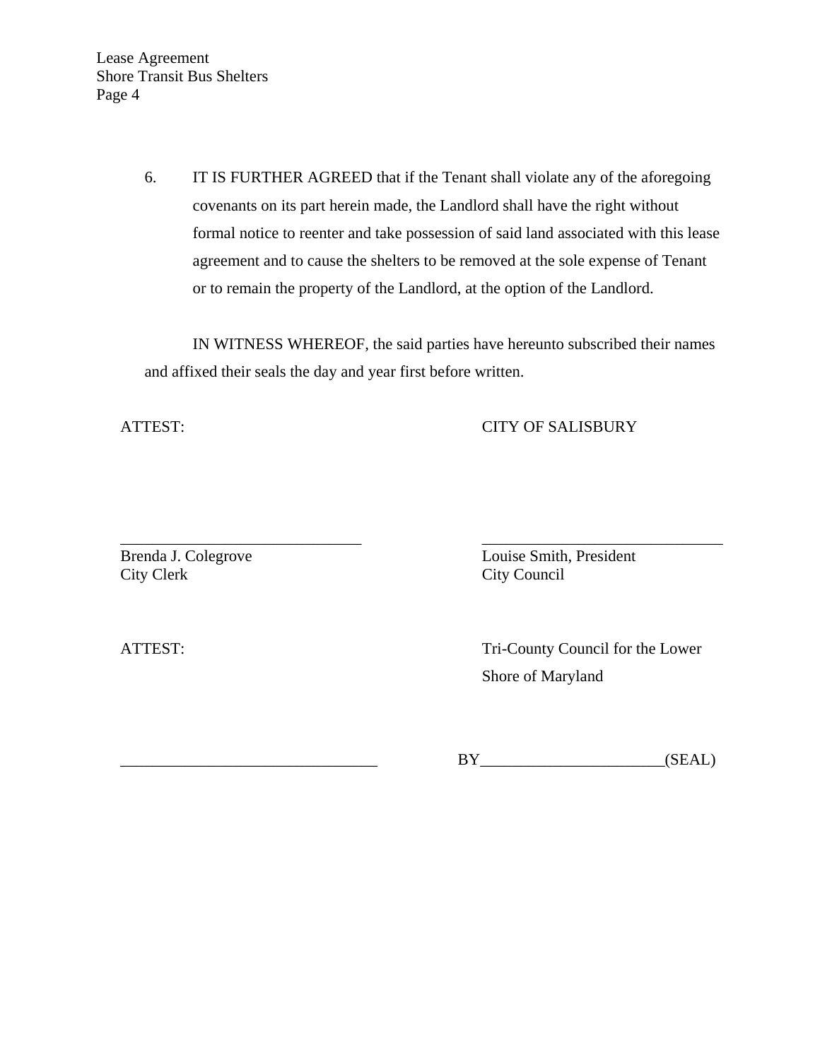6. IT IS FURTHER AGREED that if the Tenant shall violate any of the aforegoing covenants on its part herein made, the Landlord shall have the right without formal notice to reenter and take possession of said land associated with this lease agreement and to cause the shelters to be removed at the sole expense of Tenant or to remain the property of the Landlord, at the option of the Landlord.

IN WITNESS WHEREOF, the said parties have hereunto subscribed their names and affixed their seals the day and year first before written.

ATTEST: CITY OF SALISBURY

______________________________ ______________________________
Brenda J. Colegrove Louise Smith, President
City Clerk City Council

ATTEST: Tri-County Council for the Lower Shore of Maryland

________________________________ BY______________________(SEAL)